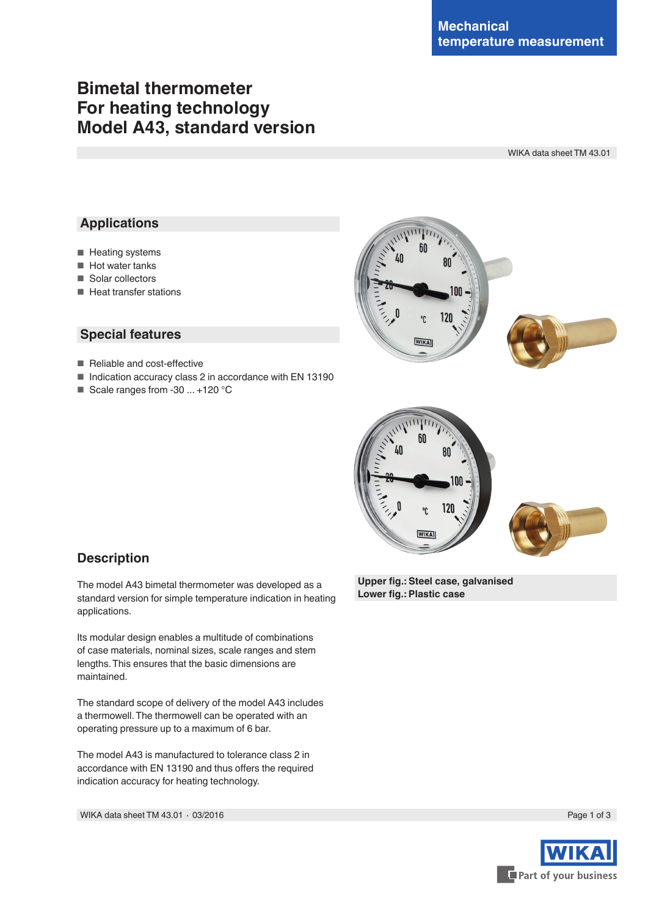Mechanical temperature measurement

# Bimetal thermometer
# For heating technology
# Model A43, standard version

WIKA data sheet TM 43.01

## Applications

- Heating systems
- Hot water tanks
- Solar collectors
- Heat transfer stations

## Special features

- Reliable and cost-effective
- Indication accuracy class 2 in accordance with EN 13190
- Scale ranges from -30 ... +120 °C

**Upper fig.: Steel case, galvanised**
**Lower fig.: Plastic case**

## Description

The model A43 bimetal thermometer was developed as a standard version for simple temperature indication in heating applications.

Its modular design enables a multitude of combinations of case materials, nominal sizes, scale ranges and stem lengths. This ensures that the basic dimensions are maintained.

The standard scope of delivery of the model A43 includes a thermowell. The thermowell can be operated with an operating pressure up to a maximum of 6 bar.

The model A43 is manufactured to tolerance class 2 in accordance with EN 13190 and thus offers the required indication accuracy for heating technology.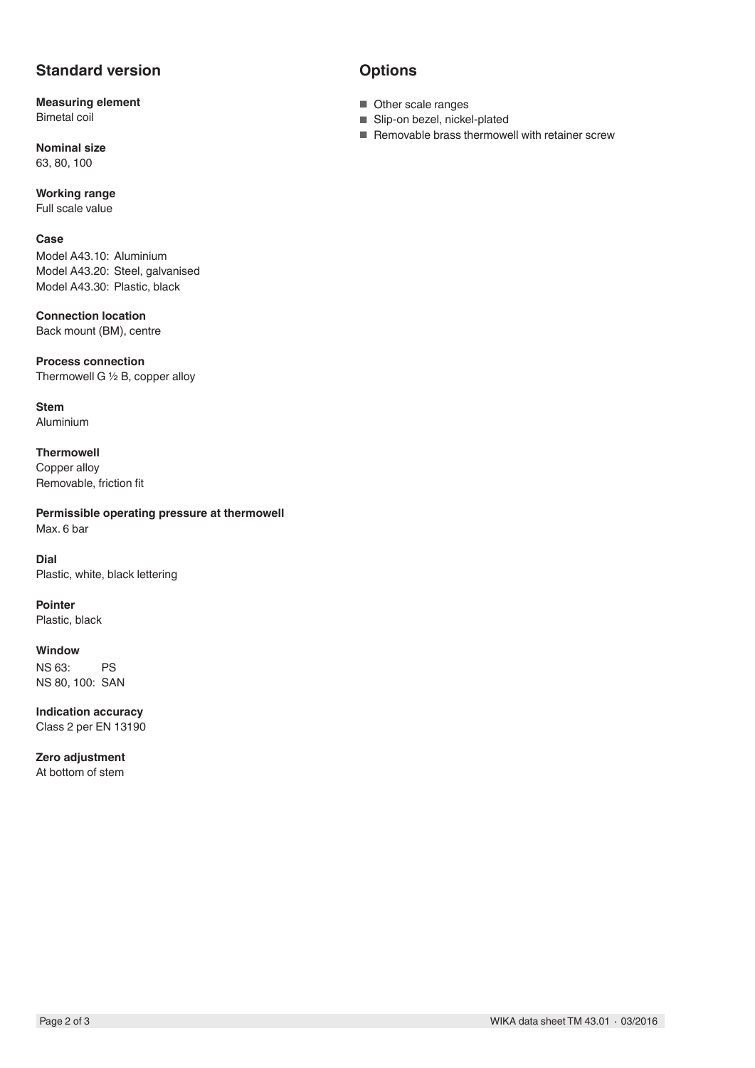## Standard version

**Measuring element**
Bimetal coil

**Nominal size**
63, 80, 100

**Working range**
Full scale value

**Case**
Model A43.10: Aluminium
Model A43.20: Steel, galvanised
Model A43.30: Plastic, black

**Connection location**
Back mount (BM), centre

**Process connection**
Thermowell G ½ B, copper alloy

**Stem**
Aluminium

**Thermowell**
Copper alloy
Removable, friction fit

**Permissible operating pressure at thermowell**
Max. 6 bar

**Dial**
Plastic, white, black lettering

**Pointer**
Plastic, black

**Window**
NS 63: PS
NS 80, 100: SAN

**Indication accuracy**
Class 2 per EN 13190

**Zero adjustment**
At bottom of stem

## Options

- Other scale ranges
- Slip-on bezel, nickel-plated
- Removable brass thermowell with retainer screw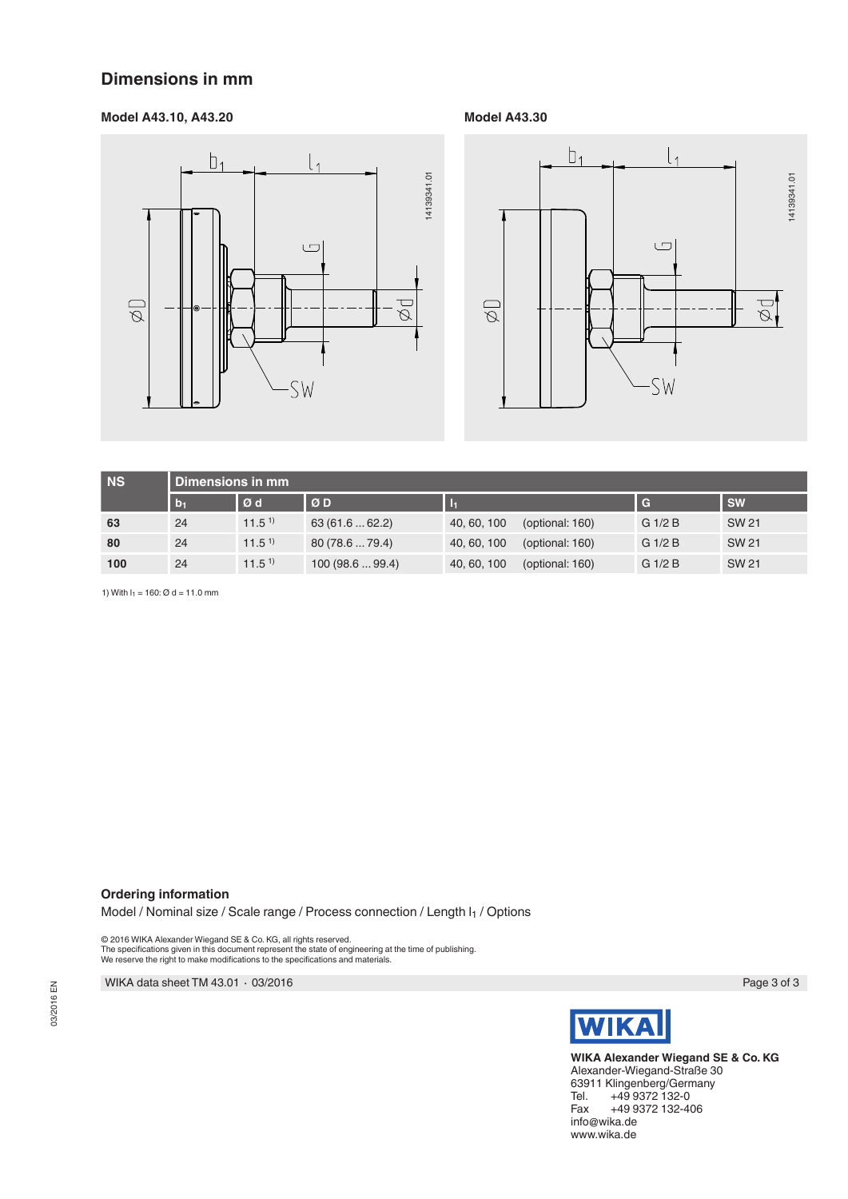## Dimensions in mm

**Model A43.10, A43.20**

**Model A43.30**

| NS | Dimensions in mm | | | | | |
|---|---|---|---|---|---|---|
| | $b_1$ | Ø d | Ø D | $l_1$ | G | SW |
| **63** | 24 | 11.5 [1] | 63 (61.6 ... 62.2) | 40, 60, 100 (optional: 160) | G 1/2 B | SW 21 |
| **80** | 24 | 11.5 [1] | 80 (78.6 ... 79.4) | 40, 60, 100 (optional: 160) | G 1/2 B | SW 21 |
| **100** | 24 | 11.5 [1] | 100 (98.6 ... 99.4) | 40, 60, 100 (optional: 160) | G 1/2 B | SW 21 |

1) With $l_1$ = 160: Ø d = 11.0 mm

### Ordering information

Model / Nominal size / Scale range / Process connection / Length $l_1$ / Options

© 2016 WIKA Alexander Wiegand SE & Co. KG, all rights reserved.
The specifications given in this document represent the state of engineering at the time of publishing.
We reserve the right to make modifications to the specifications and materials.

WIKA data sheet TM 43.01 · 03/2016

**WIKA Alexander Wiegand SE & Co. KG**
Alexander-Wiegand-Straße 30
63911 Klingenberg/Germany
Tel. +49 9372 132-0
Fax +49 9372 132-406
info@wika.de
www.wika.de